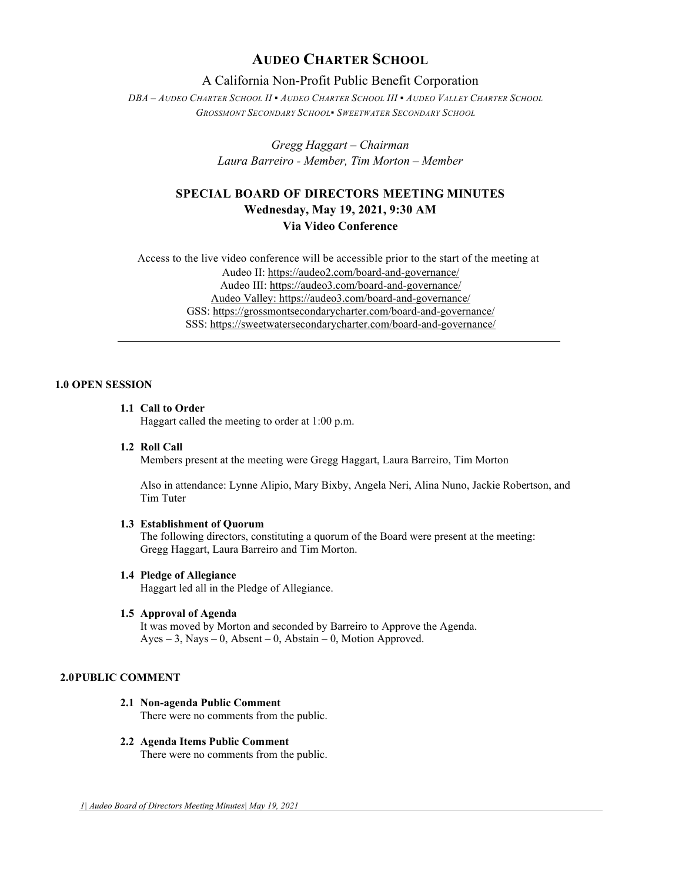# AUDEO CHARTER SCHOOL

A California Non-Profit Public Benefit Corporation

*DBA – AUDEO CHARTER SCHOOL II ▪ AUDEO CHARTER SCHOOL III ▪ AUDEO VALLEY CHARTER SCHOOL*
*GROSSMONT SECONDARY SCHOOL▪ SWEETWATER SECONDARY SCHOOL*

*Gregg Haggart – Chairman*
*Laura Barreiro - Member, Tim Morton – Member*

## SPECIAL BOARD OF DIRECTORS MEETING MINUTES
**Wednesday, May 19, 2021, 9:30 AM**
**Via Video Conference**

Access to the live video conference will be accessible prior to the start of the meeting at
Audeo II: https://audeo2.com/board-and-governance/
Audeo III: https://audeo3.com/board-and-governance/
Audeo Valley: https://audeo3.com/board-and-governance/
GSS: https://grossmontsecondarycharter.com/board-and-governance/
SSS: https://sweetwatersecondarycharter.com/board-and-governance/

---

### 1.0 OPEN SESSION

**1.1 Call to Order**
Haggart called the meeting to order at 1:00 p.m.

**1.2 Roll Call**
Members present at the meeting were Gregg Haggart, Laura Barreiro, Tim Morton

Also in attendance: Lynne Alipio, Mary Bixby, Angela Neri, Alina Nuno, Jackie Robertson, and Tim Tuter

**1.3 Establishment of Quorum**
The following directors, constituting a quorum of the Board were present at the meeting: Gregg Haggart, Laura Barreiro and Tim Morton.

**1.4 Pledge of Allegiance**
Haggart led all in the Pledge of Allegiance.

**1.5 Approval of Agenda**
It was moved by Morton and seconded by Barreiro to Approve the Agenda.
Ayes – 3, Nays – 0, Absent – 0, Abstain – 0, Motion Approved.

### 2.0 PUBLIC COMMENT

**2.1 Non-agenda Public Comment**
There were no comments from the public.

**2.2 Agenda Items Public Comment**
There were no comments from the public.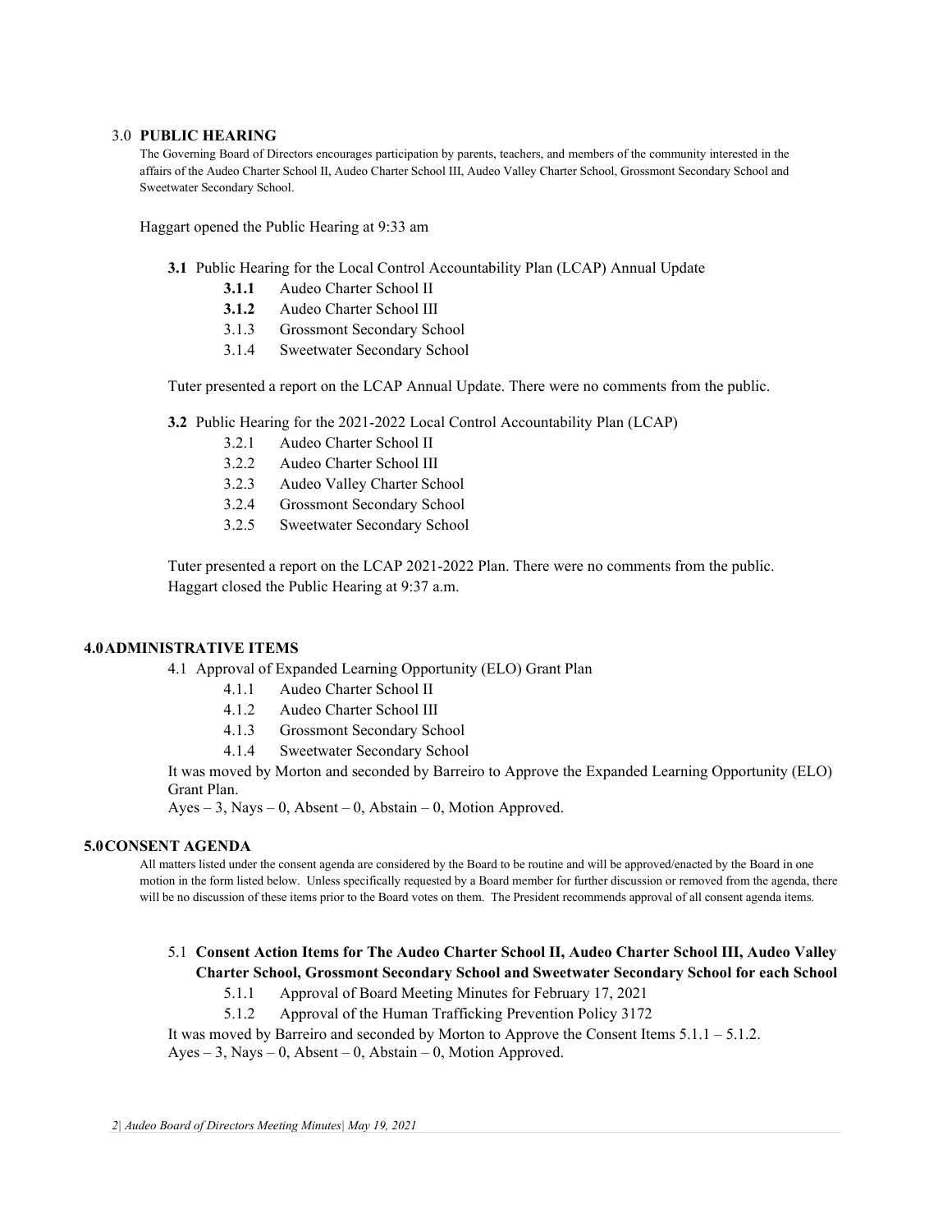### 3.0 PUBLIC HEARING

The Governing Board of Directors encourages participation by parents, teachers, and members of the community interested in the affairs of the Audeo Charter School II, Audeo Charter School III, Audeo Valley Charter School, Grossmont Secondary School and Sweetwater Secondary School.

Haggart opened the Public Hearing at 9:33 am

**3.1** Public Hearing for the Local Control Accountability Plan (LCAP) Annual Update

- **3.1.1** Audeo Charter School II
- **3.1.2** Audeo Charter School III
- 3.1.3 Grossmont Secondary School
- 3.1.4 Sweetwater Secondary School

Tuter presented a report on the LCAP Annual Update. There were no comments from the public.

**3.2** Public Hearing for the 2021-2022 Local Control Accountability Plan (LCAP)

- 3.2.1 Audeo Charter School II
- 3.2.2 Audeo Charter School III
- 3.2.3 Audeo Valley Charter School
- 3.2.4 Grossmont Secondary School
- 3.2.5 Sweetwater Secondary School

Tuter presented a report on the LCAP 2021-2022 Plan. There were no comments from the public.
Haggart closed the Public Hearing at 9:37 a.m.

### 4.0 ADMINISTRATIVE ITEMS

4.1 Approval of Expanded Learning Opportunity (ELO) Grant Plan

- 4.1.1 Audeo Charter School II
- 4.1.2 Audeo Charter School III
- 4.1.3 Grossmont Secondary School
- 4.1.4 Sweetwater Secondary School

It was moved by Morton and seconded by Barreiro to Approve the Expanded Learning Opportunity (ELO) Grant Plan.
Ayes – 3, Nays – 0, Absent – 0, Abstain – 0, Motion Approved.

### 5.0 CONSENT AGENDA

All matters listed under the consent agenda are considered by the Board to be routine and will be approved/enacted by the Board in one motion in the form listed below. Unless specifically requested by a Board member for further discussion or removed from the agenda, there will be no discussion of these items prior to the Board votes on them. The President recommends approval of all consent agenda items.

5.1 **Consent Action Items for The Audeo Charter School II, Audeo Charter School III, Audeo Valley Charter School, Grossmont Secondary School and Sweetwater Secondary School for each School**

- 5.1.1 Approval of Board Meeting Minutes for February 17, 2021
- 5.1.2 Approval of the Human Trafficking Prevention Policy 3172

It was moved by Barreiro and seconded by Morton to Approve the Consent Items 5.1.1 – 5.1.2.
Ayes – 3, Nays – 0, Absent – 0, Abstain – 0, Motion Approved.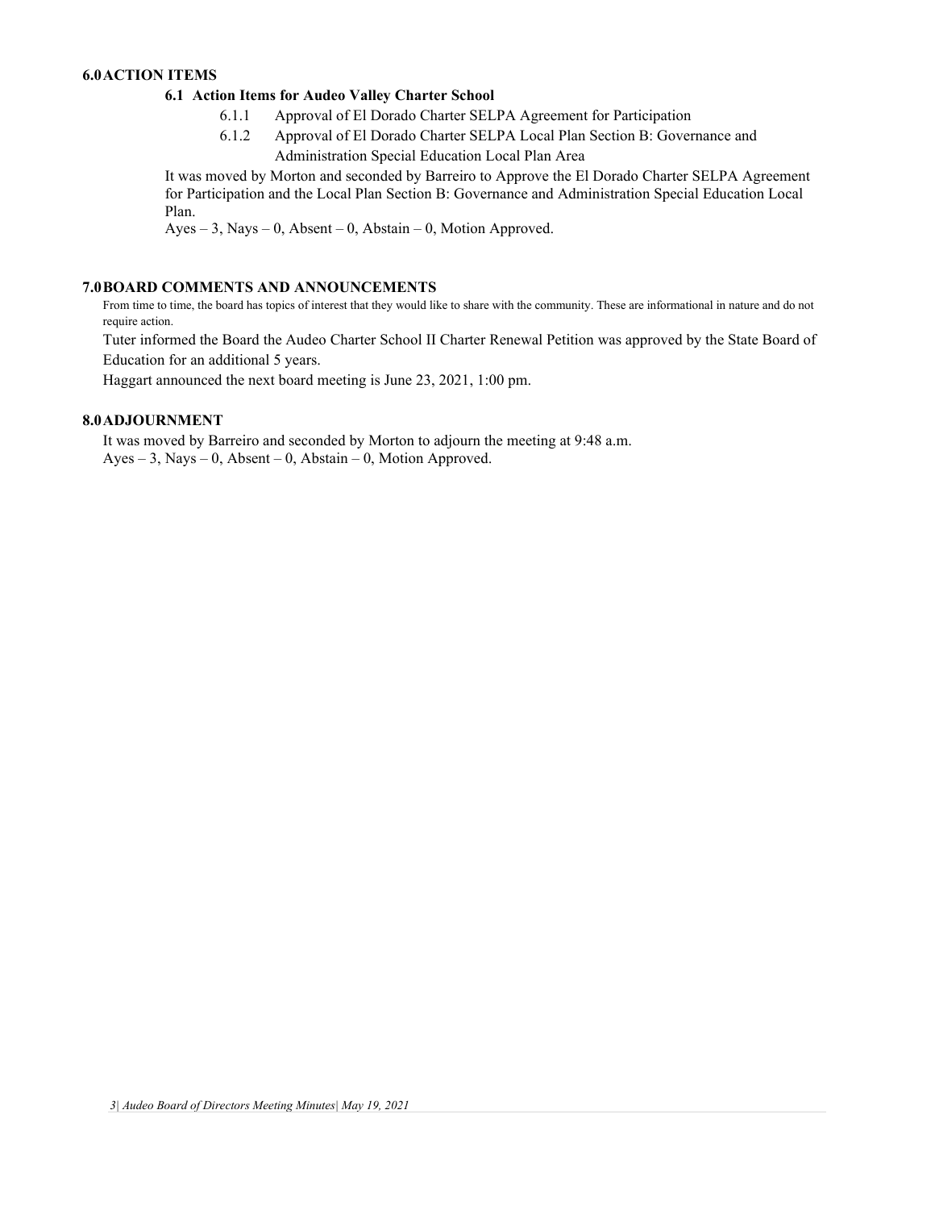## 6.0 ACTION ITEMS

### 6.1 Action Items for Audeo Valley Charter School

6.1.1 Approval of El Dorado Charter SELPA Agreement for Participation

6.1.2 Approval of El Dorado Charter SELPA Local Plan Section B: Governance and Administration Special Education Local Plan Area

It was moved by Morton and seconded by Barreiro to Approve the El Dorado Charter SELPA Agreement for Participation and the Local Plan Section B: Governance and Administration Special Education Local Plan.

Ayes – 3, Nays – 0, Absent – 0, Abstain – 0, Motion Approved.

## 7.0 BOARD COMMENTS AND ANNOUNCEMENTS

From time to time, the board has topics of interest that they would like to share with the community. These are informational in nature and do not require action.

Tuter informed the Board the Audeo Charter School II Charter Renewal Petition was approved by the State Board of Education for an additional 5 years.

Haggart announced the next board meeting is June 23, 2021, 1:00 pm.

## 8.0 ADJOURNMENT

It was moved by Barreiro and seconded by Morton to adjourn the meeting at 9:48 a.m.

Ayes – 3, Nays – 0, Absent – 0, Abstain – 0, Motion Approved.